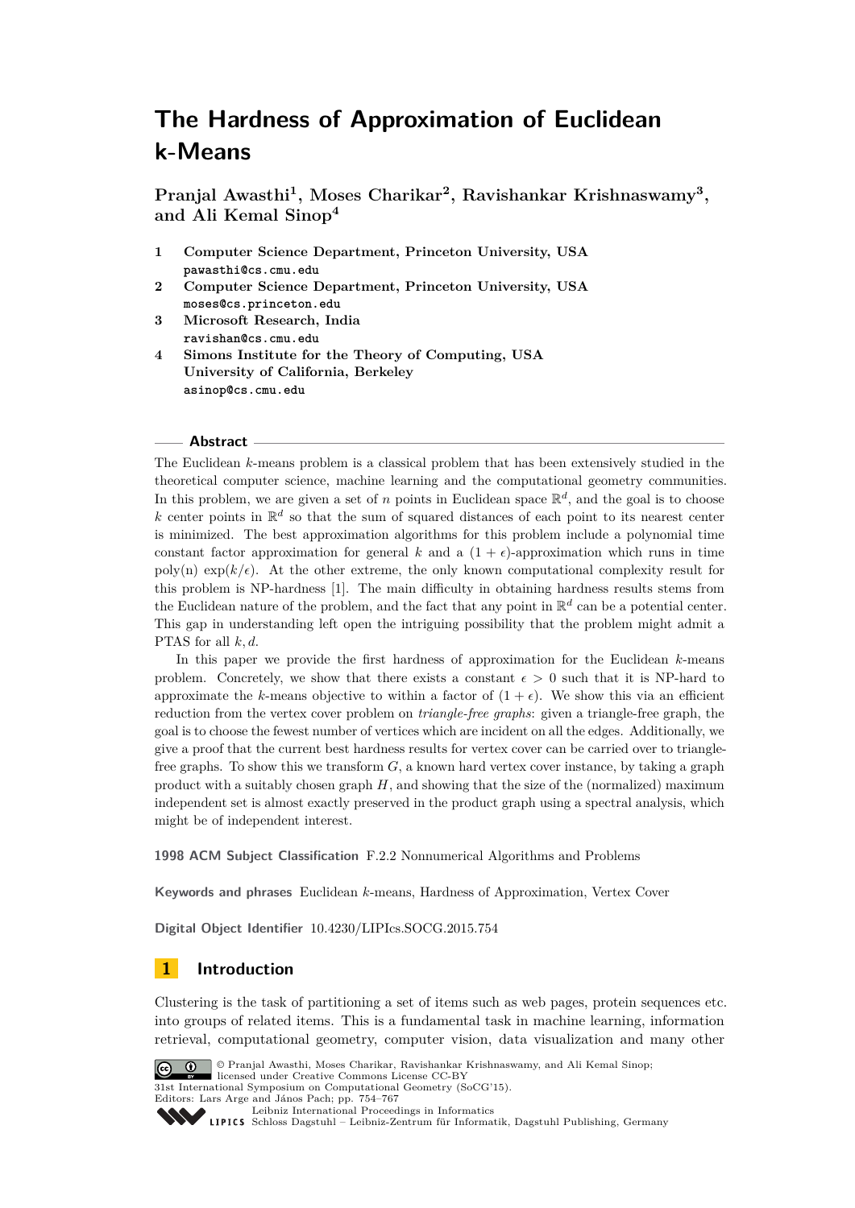# The Hardness of Approximation of Euclidean k-Means

**Pranjal Awasthi[1], Moses Charikar[2], Ravishankar Krishnaswamy[3], and Ali Kemal Sinop[4]**

1. **Computer Science Department, Princeton University, USA**
   pawasthi@cs.cmu.edu
2. **Computer Science Department, Princeton University, USA**
   moses@cs.princeton.edu
3. **Microsoft Research, India**
   ravishan@cs.cmu.edu
4. **Simons Institute for the Theory of Computing, USA**
   **University of California, Berkeley**
   asinop@cs.cmu.edu

## Abstract

The Euclidean $k$-means problem is a classical problem that has been extensively studied in the theoretical computer science, machine learning and the computational geometry communities. In this problem, we are given a set of $n$ points in Euclidean space $\mathbb{R}^d$, and the goal is to choose $k$ center points in $\mathbb{R}^d$ so that the sum of squared distances of each point to its nearest center is minimized. The best approximation algorithms for this problem include a polynomial time constant factor approximation for general $k$ and a $(1+\epsilon)$-approximation which runs in time poly(n) $\exp(k/\epsilon)$. At the other extreme, the only known computational complexity result for this problem is NP-hardness [1]. The main difficulty in obtaining hardness results stems from the Euclidean nature of the problem, and the fact that any point in $\mathbb{R}^d$ can be a potential center. This gap in understanding left open the intriguing possibility that the problem might admit a PTAS for all $k, d$.

In this paper we provide the first hardness of approximation for the Euclidean $k$-means problem. Concretely, we show that there exists a constant $\epsilon > 0$ such that it is NP-hard to approximate the $k$-means objective to within a factor of $(1+\epsilon)$. We show this via an efficient reduction from the vertex cover problem on *triangle-free graphs*: given a triangle-free graph, the goal is to choose the fewest number of vertices which are incident on all the edges. Additionally, we give a proof that the current best hardness results for vertex cover can be carried over to triangle-free graphs. To show this we transform $G$, a known hard vertex cover instance, by taking a graph product with a suitably chosen graph $H$, and showing that the size of the (normalized) maximum independent set is almost exactly preserved in the product graph using a spectral analysis, which might be of independent interest.

**1998 ACM Subject Classification** F.2.2 Nonnumerical Algorithms and Problems

**Keywords and phrases** Euclidean $k$-means, Hardness of Approximation, Vertex Cover

**Digital Object Identifier** 10.4230/LIPIcs.SOCG.2015.754

## 1 Introduction

Clustering is the task of partitioning a set of items such as web pages, protein sequences etc. into groups of related items. This is a fundamental task in machine learning, information retrieval, computational geometry, computer vision, data visualization and many other

© Pranjal Awasthi, Moses Charikar, Ravishankar Krishnaswamy, and Ali Kemal Sinop; licensed under Creative Commons License CC-BY
31st International Symposium on Computational Geometry (SoCG'15).
Editors: Lars Arge and János Pach; pp. 754–767
Leibniz International Proceedings in Informatics
Schloss Dagstuhl – Leibniz-Zentrum für Informatik, Dagstuhl Publishing, Germany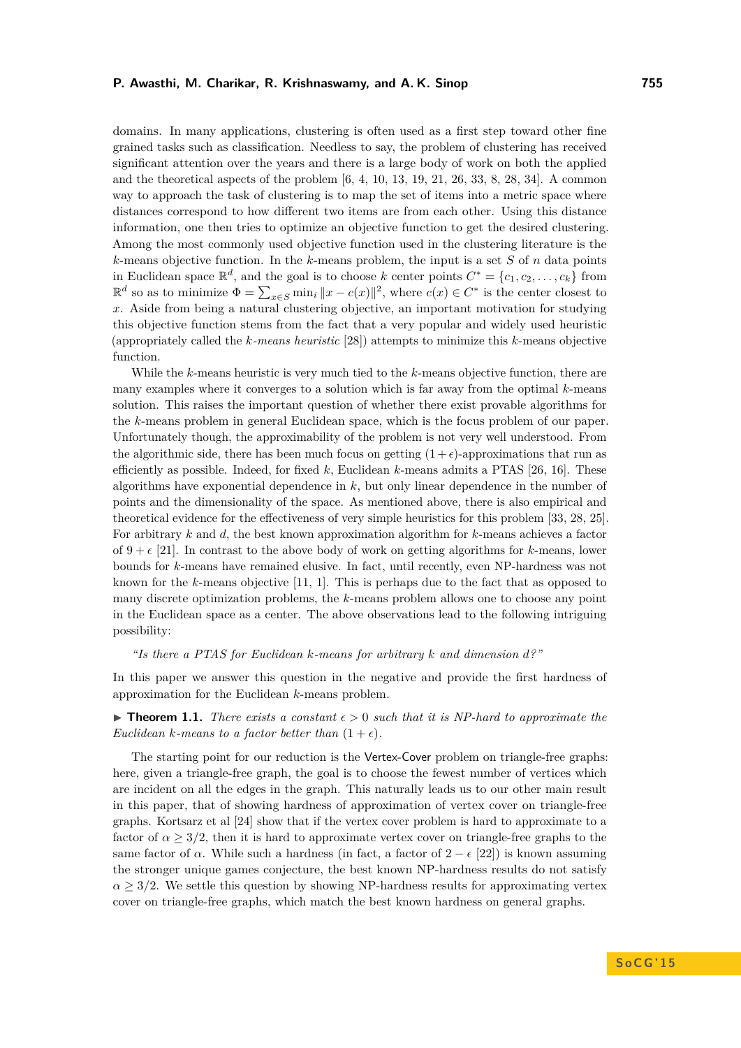domains. In many applications, clustering is often used as a first step toward other fine grained tasks such as classification. Needless to say, the problem of clustering has received significant attention over the years and there is a large body of work on both the applied and the theoretical aspects of the problem [6, 4, 10, 13, 19, 21, 26, 33, 8, 28, 34]. A common way to approach the task of clustering is to map the set of items into a metric space where distances correspond to how different two items are from each other. Using this distance information, one then tries to optimize an objective function to get the desired clustering. Among the most commonly used objective function used in the clustering literature is the $k$-means objective function. In the $k$-means problem, the input is a set $S$ of $n$ data points in Euclidean space $\mathbb{R}^d$, and the goal is to choose $k$ center points $C^* = \{c_1, c_2, \ldots, c_k\}$ from $\mathbb{R}^d$ so as to minimize $\Phi = \sum_{x \in S} \min_i \|x - c(x)\|^2$, where $c(x) \in C^*$ is the center closest to $x$. Aside from being a natural clustering objective, an important motivation for studying this objective function stems from the fact that a very popular and widely used heuristic (appropriately called the *k-means heuristic* [28]) attempts to minimize this $k$-means objective function.

While the $k$-means heuristic is very much tied to the $k$-means objective function, there are many examples where it converges to a solution which is far away from the optimal $k$-means solution. This raises the important question of whether there exist provable algorithms for the $k$-means problem in general Euclidean space, which is the focus problem of our paper. Unfortunately though, the approximability of the problem is not very well understood. From the algorithmic side, there has been much focus on getting $(1+\epsilon)$-approximations that run as efficiently as possible. Indeed, for fixed $k$, Euclidean $k$-means admits a PTAS [26, 16]. These algorithms have exponential dependence in $k$, but only linear dependence in the number of points and the dimensionality of the space. As mentioned above, there is also empirical and theoretical evidence for the effectiveness of very simple heuristics for this problem [33, 28, 25]. For arbitrary $k$ and $d$, the best known approximation algorithm for $k$-means achieves a factor of $9 + \epsilon$ [21]. In contrast to the above body of work on getting algorithms for $k$-means, lower bounds for $k$-means have remained elusive. In fact, until recently, even NP-hardness was not known for the $k$-means objective [11, 1]. This is perhaps due to the fact that as opposed to many discrete optimization problems, the $k$-means problem allows one to choose any point in the Euclidean space as a center. The above observations lead to the following intriguing possibility:

*"Is there a PTAS for Euclidean $k$-means for arbitrary $k$ and dimension $d$?"*

In this paper we answer this question in the negative and provide the first hardness of approximation for the Euclidean $k$-means problem.

▶ **Theorem 1.1.** *There exists a constant $\epsilon > 0$ such that it is NP-hard to approximate the Euclidean $k$-means to a factor better than $(1+\epsilon)$.*

The starting point for our reduction is the Vertex-Cover problem on triangle-free graphs: here, given a triangle-free graph, the goal is to choose the fewest number of vertices which are incident on all the edges in the graph. This naturally leads us to our other main result in this paper, that of showing hardness of approximation of vertex cover on triangle-free graphs. Kortsarz et al [24] show that if the vertex cover problem is hard to approximate to a factor of $\alpha \geq 3/2$, then it is hard to approximate vertex cover on triangle-free graphs to the same factor of $\alpha$. While such a hardness (in fact, a factor of $2 - \epsilon$ [22]) is known assuming the stronger unique games conjecture, the best known NP-hardness results do not satisfy $\alpha \geq 3/2$. We settle this question by showing NP-hardness results for approximating vertex cover on triangle-free graphs, which match the best known hardness on general graphs.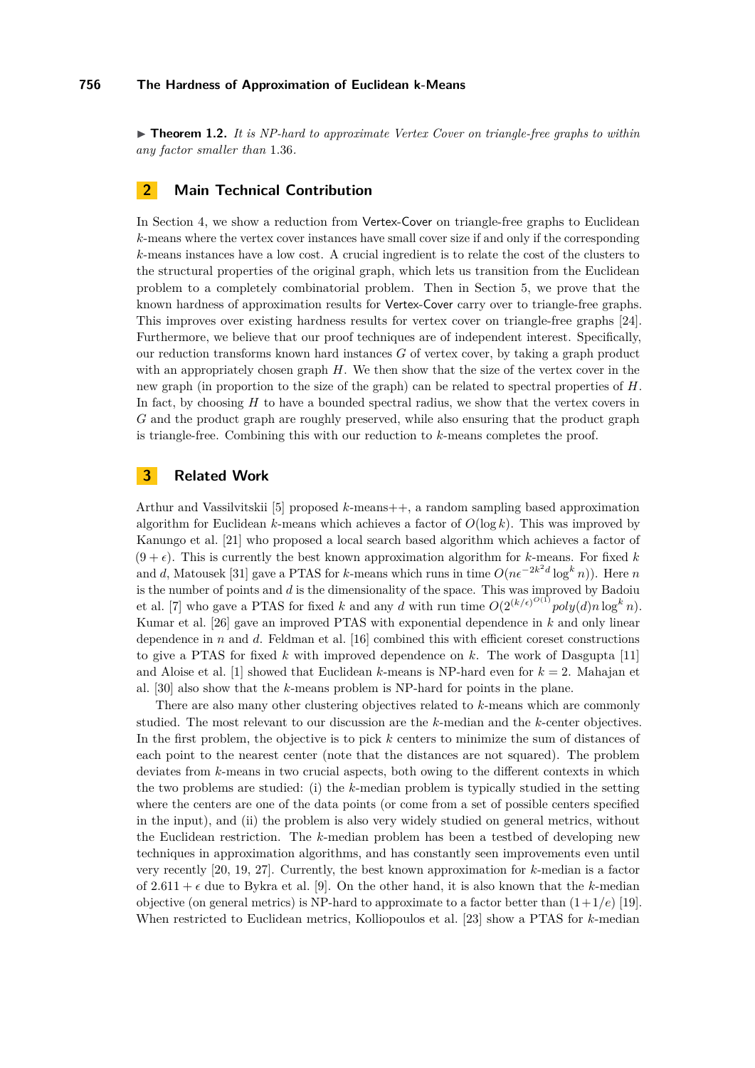▶ **Theorem 1.2.** *It is NP-hard to approximate Vertex Cover on triangle-free graphs to within any factor smaller than* 1.36*.*

## 2 Main Technical Contribution

In Section 4, we show a reduction from Vertex-Cover on triangle-free graphs to Euclidean $k$-means where the vertex cover instances have small cover size if and only if the corresponding $k$-means instances have a low cost. A crucial ingredient is to relate the cost of the clusters to the structural properties of the original graph, which lets us transition from the Euclidean problem to a completely combinatorial problem. Then in Section 5, we prove that the known hardness of approximation results for Vertex-Cover carry over to triangle-free graphs. This improves over existing hardness results for vertex cover on triangle-free graphs [24]. Furthermore, we believe that our proof techniques are of independent interest. Specifically, our reduction transforms known hard instances $G$ of vertex cover, by taking a graph product with an appropriately chosen graph $H$. We then show that the size of the vertex cover in the new graph (in proportion to the size of the graph) can be related to spectral properties of $H$. In fact, by choosing $H$ to have a bounded spectral radius, we show that the vertex covers in $G$ and the product graph are roughly preserved, while also ensuring that the product graph is triangle-free. Combining this with our reduction to $k$-means completes the proof.

## 3 Related Work

Arthur and Vassilvitskii [5] proposed $k$-means++, a random sampling based approximation algorithm for Euclidean $k$-means which achieves a factor of $O(\log k)$. This was improved by Kanungo et al. [21] who proposed a local search based algorithm which achieves a factor of $(9 + \epsilon)$. This is currently the best known approximation algorithm for $k$-means. For fixed $k$ and $d$, Matousek [31] gave a PTAS for $k$-means which runs in time $O(n\epsilon^{-2k^2 d} \log^k n))$. Here $n$ is the number of points and $d$ is the dimensionality of the space. This was improved by Badoiu et al. [7] who gave a PTAS for fixed $k$ and any $d$ with run time $O(2^{(k/\epsilon)^{O(1)}} poly(d) n \log^k n)$. Kumar et al. [26] gave an improved PTAS with exponential dependence in $k$ and only linear dependence in $n$ and $d$. Feldman et al. [16] combined this with efficient coreset constructions to give a PTAS for fixed $k$ with improved dependence on $k$. The work of Dasgupta [11] and Aloise et al. [1] showed that Euclidean $k$-means is NP-hard even for $k = 2$. Mahajan et al. [30] also show that the $k$-means problem is NP-hard for points in the plane.

There are also many other clustering objectives related to $k$-means which are commonly studied. The most relevant to our discussion are the $k$-median and the $k$-center objectives. In the first problem, the objective is to pick $k$ centers to minimize the sum of distances of each point to the nearest center (note that the distances are not squared). The problem deviates from $k$-means in two crucial aspects, both owing to the different contexts in which the two problems are studied: (i) the $k$-median problem is typically studied in the setting where the centers are one of the data points (or come from a set of possible centers specified in the input), and (ii) the problem is also very widely studied on general metrics, without the Euclidean restriction. The $k$-median problem has been a testbed of developing new techniques in approximation algorithms, and has constantly seen improvements even until very recently [20, 19, 27]. Currently, the best known approximation for $k$-median is a factor of $2.611 + \epsilon$ due to Bykra et al. [9]. On the other hand, it is also known that the $k$-median objective (on general metrics) is NP-hard to approximate to a factor better than $(1+1/e)$ [19]. When restricted to Euclidean metrics, Kolliopoulos et al. [23] show a PTAS for $k$-median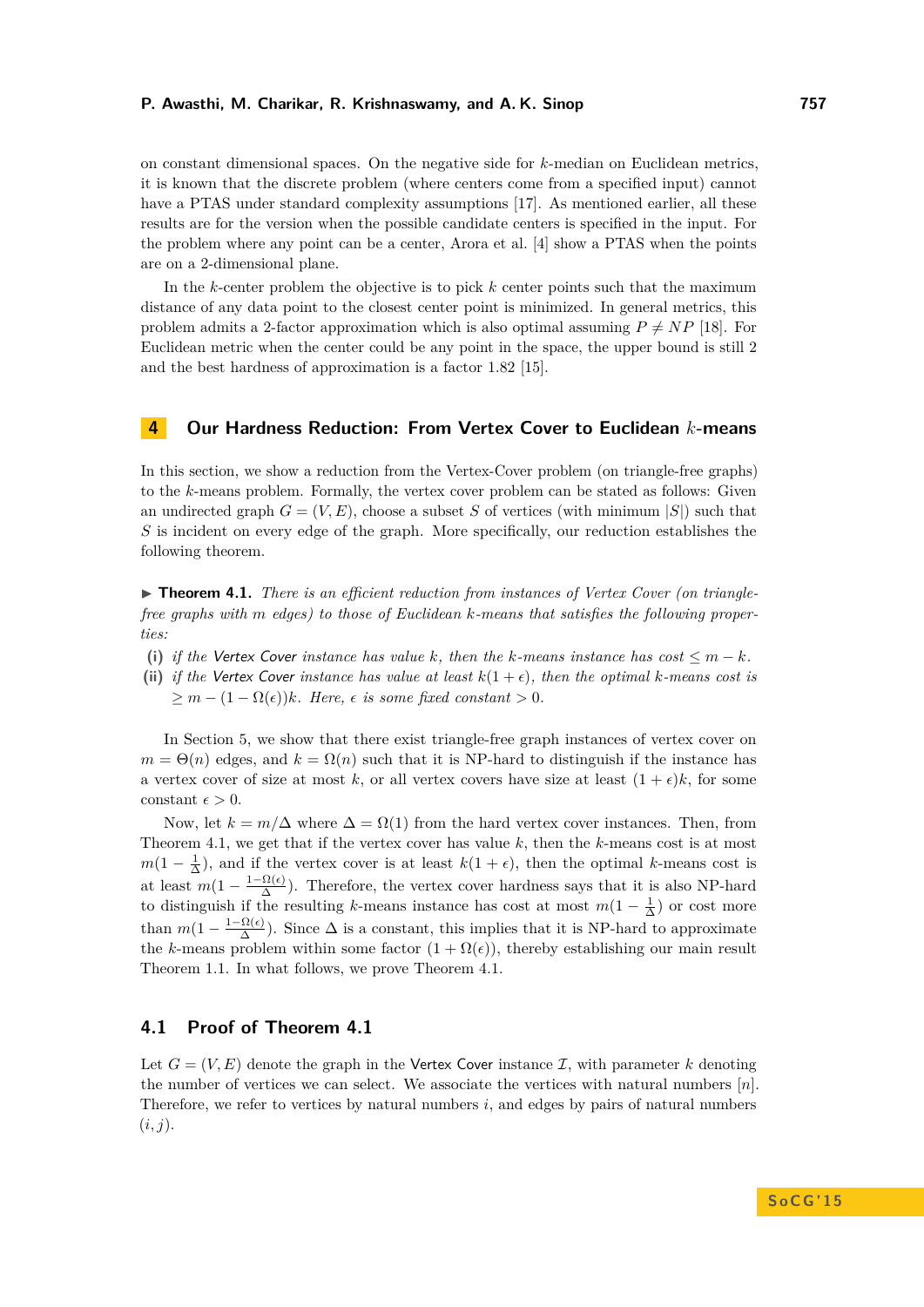on constant dimensional spaces. On the negative side for $k$-median on Euclidean metrics, it is known that the discrete problem (where centers come from a specified input) cannot have a PTAS under standard complexity assumptions [17]. As mentioned earlier, all these results are for the version when the possible candidate centers is specified in the input. For the problem where any point can be a center, Arora et al. [4] show a PTAS when the points are on a 2-dimensional plane.

In the $k$-center problem the objective is to pick $k$ center points such that the maximum distance of any data point to the closest center point is minimized. In general metrics, this problem admits a 2-factor approximation which is also optimal assuming $P \neq NP$ [18]. For Euclidean metric when the center could be any point in the space, the upper bound is still 2 and the best hardness of approximation is a factor 1.82 [15].

## 4 Our Hardness Reduction: From Vertex Cover to Euclidean $k$-means

In this section, we show a reduction from the Vertex-Cover problem (on triangle-free graphs) to the $k$-means problem. Formally, the vertex cover problem can be stated as follows: Given an undirected graph $G = (V, E)$, choose a subset $S$ of vertices (with minimum $|S|$) such that $S$ is incident on every edge of the graph. More specifically, our reduction establishes the following theorem.

▶ **Theorem 4.1.** *There is an efficient reduction from instances of Vertex Cover (on triangle-free graphs with $m$ edges) to those of Euclidean $k$-means that satisfies the following properties:*

**(i)** *if the Vertex Cover instance has value $k$, then the $k$-means instance has cost $\leq m - k$.*
**(ii)** *if the Vertex Cover instance has value at least $k(1+\epsilon)$, then the optimal $k$-means cost is $\geq m - (1 - \Omega(\epsilon))k$. Here, $\epsilon$ is some fixed constant $> 0$.*

In Section 5, we show that there exist triangle-free graph instances of vertex cover on $m = \Theta(n)$ edges, and $k = \Omega(n)$ such that it is NP-hard to distinguish if the instance has a vertex cover of size at most $k$, or all vertex covers have size at least $(1 + \epsilon)k$, for some constant $\epsilon > 0$.

Now, let $k = m/\Delta$ where $\Delta = \Omega(1)$ from the hard vertex cover instances. Then, from Theorem 4.1, we get that if the vertex cover has value $k$, then the $k$-means cost is at most $m(1 - \frac{1}{\Delta})$, and if the vertex cover is at least $k(1+\epsilon)$, then the optimal $k$-means cost is at least $m(1 - \frac{1-\Omega(\epsilon)}{\Delta})$. Therefore, the vertex cover hardness says that it is also NP-hard to distinguish if the resulting $k$-means instance has cost at most $m(1 - \frac{1}{\Delta})$ or cost more than $m(1 - \frac{1-\Omega(\epsilon)}{\Delta})$. Since $\Delta$ is a constant, this implies that it is NP-hard to approximate the $k$-means problem within some factor $(1 + \Omega(\epsilon))$, thereby establishing our main result Theorem 1.1. In what follows, we prove Theorem 4.1.

### 4.1 Proof of Theorem 4.1

Let $G = (V, E)$ denote the graph in the Vertex Cover instance $\mathcal{I}$, with parameter $k$ denoting the number of vertices we can select. We associate the vertices with natural numbers $[n]$. Therefore, we refer to vertices by natural numbers $i$, and edges by pairs of natural numbers $(i, j)$.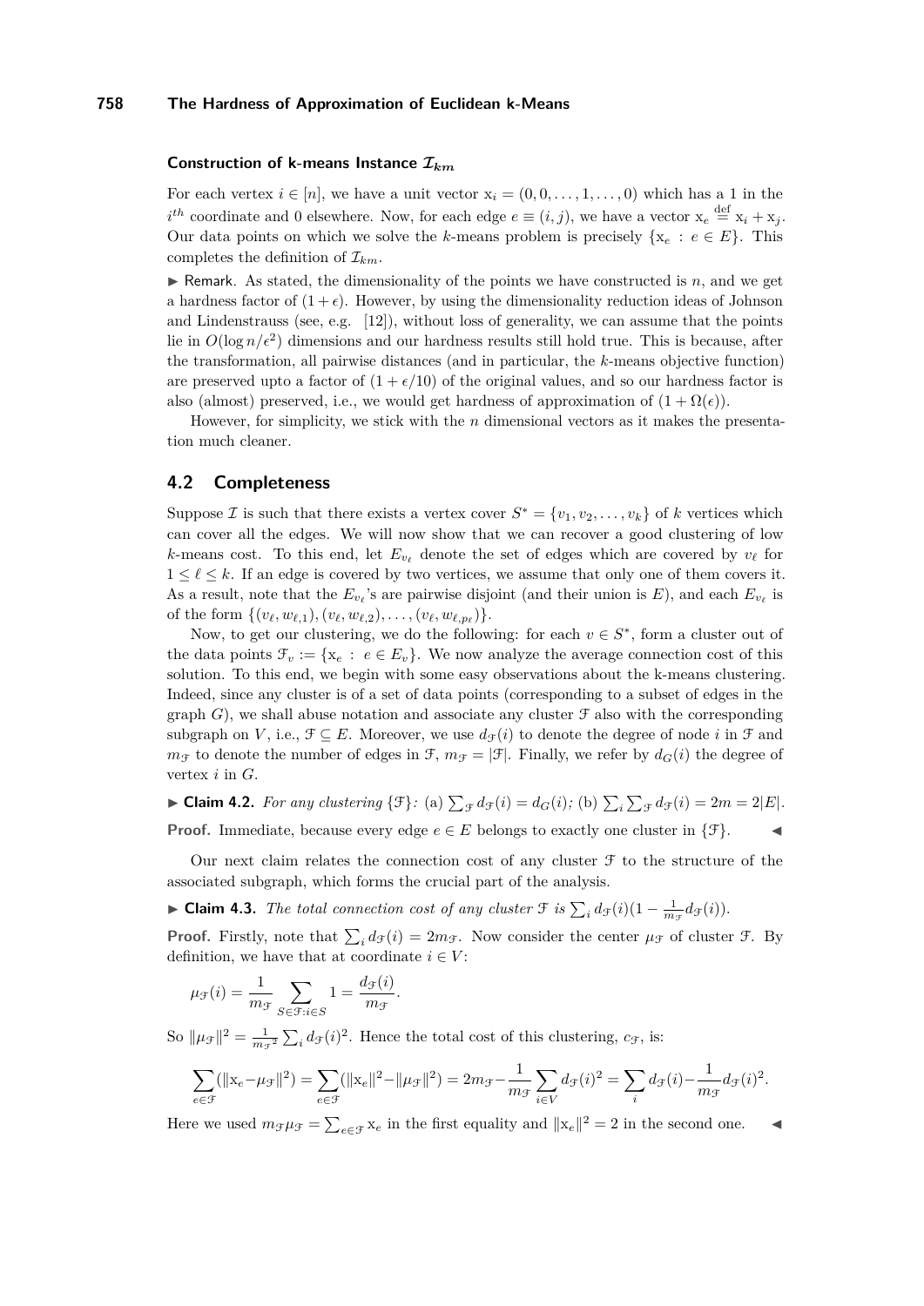#### Construction of k-means Instance $\mathcal{I}_{km}$

For each vertex $i \in [n]$, we have a unit vector $\mathrm{x}_i = (0, 0, \ldots, 1, \ldots, 0)$ which has a 1 in the $i^{th}$ coordinate and 0 elsewhere. Now, for each edge $e \equiv (i, j)$, we have a vector $\mathrm{x}_e \stackrel{\text{def}}{=} \mathrm{x}_i + \mathrm{x}_j$. Our data points on which we solve the $k$-means problem is precisely $\{\mathrm{x}_e : e \in E\}$. This completes the definition of $\mathcal{I}_{km}$.

▶ Remark. As stated, the dimensionality of the points we have constructed is $n$, and we get a hardness factor of $(1 + \epsilon)$. However, by using the dimensionality reduction ideas of Johnson and Lindenstrauss (see, e.g. [12]), without loss of generality, we can assume that the points lie in $O(\log n/\epsilon^2)$ dimensions and our hardness results still hold true. This is because, after the transformation, all pairwise distances (and in particular, the $k$-means objective function) are preserved upto a factor of $(1 + \epsilon/10)$ of the original values, and so our hardness factor is also (almost) preserved, i.e., we would get hardness of approximation of $(1 + \Omega(\epsilon))$.

However, for simplicity, we stick with the $n$ dimensional vectors as it makes the presentation much cleaner.

## 4.2 Completeness

Suppose $\mathcal{I}$ is such that there exists a vertex cover $S^* = \{v_1, v_2, \ldots, v_k\}$ of $k$ vertices which can cover all the edges. We will now show that we can recover a good clustering of low $k$-means cost. To this end, let $E_{v_\ell}$ denote the set of edges which are covered by $v_\ell$ for $1 \leq \ell \leq k$. If an edge is covered by two vertices, we assume that only one of them covers it. As a result, note that the $E_{v_\ell}$'s are pairwise disjoint (and their union is $E$), and each $E_{v_\ell}$ is of the form $\{(v_\ell, w_{\ell,1}), (v_\ell, w_{\ell,2}), \ldots, (v_\ell, w_{\ell,p_\ell})\}$.

Now, to get our clustering, we do the following: for each $v \in S^*$, form a cluster out of the data points $\mathcal{F}_v := \{\mathrm{x}_e : e \in E_v\}$. We now analyze the average connection cost of this solution. To this end, we begin with some easy observations about the k-means clustering. Indeed, since any cluster is of a set of data points (corresponding to a subset of edges in the graph $G$), we shall abuse notation and associate any cluster $\mathcal{F}$ also with the corresponding subgraph on $V$, i.e., $\mathcal{F} \subseteq E$. Moreover, we use $d_{\mathcal{F}}(i)$ to denote the degree of node $i$ in $\mathcal{F}$ and $m_{\mathcal{F}}$ to denote the number of edges in $\mathcal{F}$, $m_{\mathcal{F}} = |\mathcal{F}|$. Finally, we refer by $d_G(i)$ the degree of vertex $i$ in $G$.

▶ **Claim 4.2.** *For any clustering $\{\mathcal{F}\}$: (a) $\sum_{\mathcal{F}} d_{\mathcal{F}}(i) = d_G(i)$; (b) $\sum_i \sum_{\mathcal{F}} d_{\mathcal{F}}(i) = 2m = 2|E|$.*

**Proof.** Immediate, because every edge $e \in E$ belongs to exactly one cluster in $\{\mathcal{F}\}$. ◀

Our next claim relates the connection cost of any cluster $\mathcal{F}$ to the structure of the associated subgraph, which forms the crucial part of the analysis.

▶ **Claim 4.3.** *The total connection cost of any cluster $\mathcal{F}$ is $\sum_i d_{\mathcal{F}}(i)(1 - \frac{1}{m_{\mathcal{F}}} d_{\mathcal{F}}(i))$.*

**Proof.** Firstly, note that $\sum_i d_{\mathcal{F}}(i) = 2m_{\mathcal{F}}$. Now consider the center $\mu_{\mathcal{F}}$ of cluster $\mathcal{F}$. By definition, we have that at coordinate $i \in V$:

$$\mu_{\mathcal{F}}(i) = \frac{1}{m_{\mathcal{F}}} \sum_{S \in \mathcal{F}: i \in S} 1 = \frac{d_{\mathcal{F}}(i)}{m_{\mathcal{F}}}.$$

So $\|\mu_{\mathcal{F}}\|^2 = \frac{1}{m_{\mathcal{F}}^2} \sum_i d_{\mathcal{F}}(i)^2$. Hence the total cost of this clustering, $c_{\mathcal{F}}$, is:

$$\sum_{e \in \mathcal{F}} (\|\mathrm{x}_e - \mu_{\mathcal{F}}\|^2) = \sum_{e \in \mathcal{F}} (\|\mathrm{x}_e\|^2 - \|\mu_{\mathcal{F}}\|^2) = 2m_{\mathcal{F}} - \frac{1}{m_{\mathcal{F}}} \sum_{i \in V} d_{\mathcal{F}}(i)^2 = \sum_i d_{\mathcal{F}}(i) - \frac{1}{m_{\mathcal{F}}} d_{\mathcal{F}}(i)^2.$$

Here we used $m_{\mathcal{F}} \mu_{\mathcal{F}} = \sum_{e \in \mathcal{F}} \mathrm{x}_e$ in the first equality and $\|\mathrm{x}_e\|^2 = 2$ in the second one. ◀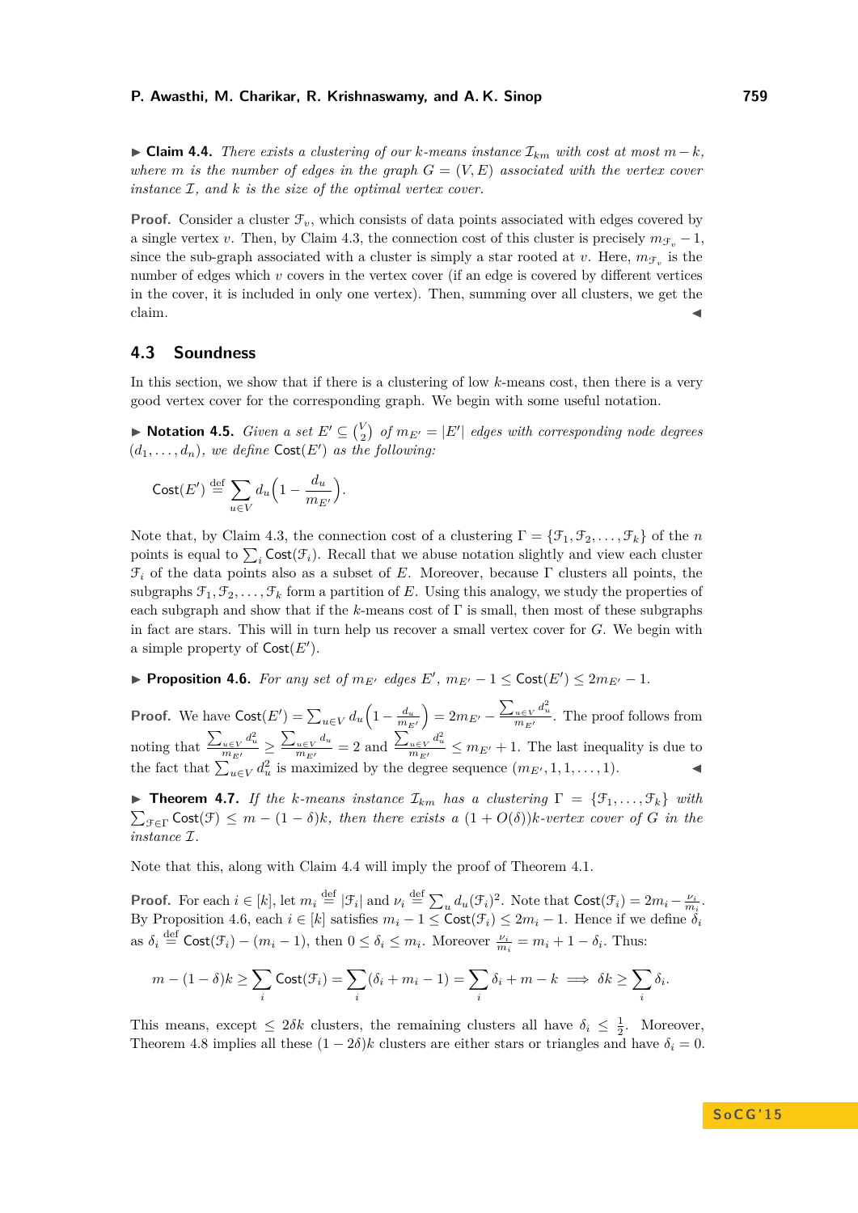▶ **Claim 4.4.** *There exists a clustering of our $k$-means instance $\mathcal{I}_{km}$ with cost at most $m-k$, where $m$ is the number of edges in the graph $G=(V,E)$ associated with the vertex cover instance $\mathcal{I}$, and $k$ is the size of the optimal vertex cover.*

**Proof.** Consider a cluster $\mathcal{F}_v$, which consists of data points associated with edges covered by a single vertex $v$. Then, by Claim 4.3, the connection cost of this cluster is precisely $m_{\mathcal{F}_v}-1$, since the sub-graph associated with a cluster is simply a star rooted at $v$. Here, $m_{\mathcal{F}_v}$ is the number of edges which $v$ covers in the vertex cover (if an edge is covered by different vertices in the cover, it is included in only one vertex). Then, summing over all clusters, we get the claim. ◀

## 4.3 Soundness

In this section, we show that if there is a clustering of low $k$-means cost, then there is a very good vertex cover for the corresponding graph. We begin with some useful notation.

▶ **Notation 4.5.** *Given a set $E' \subseteq \binom{V}{2}$ of $m_{E'}=|E'|$ edges with corresponding node degrees $(d_1,\ldots,d_n)$, we define $\mathsf{Cost}(E')$ as the following:*

$$\mathsf{Cost}(E') \stackrel{\text{def}}{=} \sum_{u\in V} d_u\Big(1-\frac{d_u}{m_{E'}}\Big).$$

Note that, by Claim 4.3, the connection cost of a clustering $\Gamma=\{\mathcal{F}_1,\mathcal{F}_2,\ldots,\mathcal{F}_k\}$ of the $n$ points is equal to $\sum_i \mathsf{Cost}(\mathcal{F}_i)$. Recall that we abuse notation slightly and view each cluster $\mathcal{F}_i$ of the data points also as a subset of $E$. Moreover, because $\Gamma$ clusters all points, the subgraphs $\mathcal{F}_1,\mathcal{F}_2,\ldots,\mathcal{F}_k$ form a partition of $E$. Using this analogy, we study the properties of each subgraph and show that if the $k$-means cost of $\Gamma$ is small, then most of these subgraphs in fact are stars. This will in turn help us recover a small vertex cover for $G$. We begin with a simple property of $\mathsf{Cost}(E')$.

▶ **Proposition 4.6.** *For any set of $m_{E'}$ edges $E'$, $m_{E'}-1 \le \mathsf{Cost}(E') \le 2m_{E'}-1$.*

**Proof.** We have $\mathsf{Cost}(E')=\sum_{u\in V} d_u\Big(1-\frac{d_u}{m_{E'}}\Big)=2m_{E'}-\frac{\sum_{u\in V}d_u^2}{m_{E'}}$. The proof follows from noting that $\frac{\sum_{u\in V}d_u^2}{m_{E'}} \ge \frac{\sum_{u\in V}d_u}{m_{E'}}=2$ and $\frac{\sum_{u\in V}d_u^2}{m_{E'}} \le m_{E'}+1$. The last inequality is due to the fact that $\sum_{u\in V}d_u^2$ is maximized by the degree sequence $(m_{E'},1,1,\ldots,1)$. ◀

▶ **Theorem 4.7.** *If the $k$-means instance $\mathcal{I}_{km}$ has a clustering $\Gamma=\{\mathcal{F}_1,\ldots,\mathcal{F}_k\}$ with $\sum_{\mathcal{F}\in\Gamma}\mathsf{Cost}(\mathcal{F}) \le m-(1-\delta)k$, then there exists a $(1+O(\delta))k$-vertex cover of $G$ in the instance $\mathcal{I}$.*

Note that this, along with Claim 4.4 will imply the proof of Theorem 4.1.

**Proof.** For each $i\in[k]$, let $m_i \stackrel{\text{def}}{=} |\mathcal{F}_i|$ and $\nu_i \stackrel{\text{def}}{=} \sum_u d_u(\mathcal{F}_i)^2$. Note that $\mathsf{Cost}(\mathcal{F}_i)=2m_i-\frac{\nu_i}{m_i}$. By Proposition 4.6, each $i\in[k]$ satisfies $m_i-1 \le \mathsf{Cost}(\mathcal{F}_i) \le 2m_i-1$. Hence if we define $\delta_i$ as $\delta_i \stackrel{\text{def}}{=} \mathsf{Cost}(\mathcal{F}_i)-(m_i-1)$, then $0\le\delta_i\le m_i$. Moreover $\frac{\nu_i}{m_i}=m_i+1-\delta_i$. Thus:

$$m-(1-\delta)k \ge \sum_i \mathsf{Cost}(\mathcal{F}_i)=\sum_i(\delta_i+m_i-1)=\sum_i\delta_i+m-k \implies \delta k \ge \sum_i \delta_i.$$

This means, except $\le 2\delta k$ clusters, the remaining clusters all have $\delta_i \le \frac{1}{2}$. Moreover, Theorem 4.8 implies all these $(1-2\delta)k$ clusters are either stars or triangles and have $\delta_i=0$.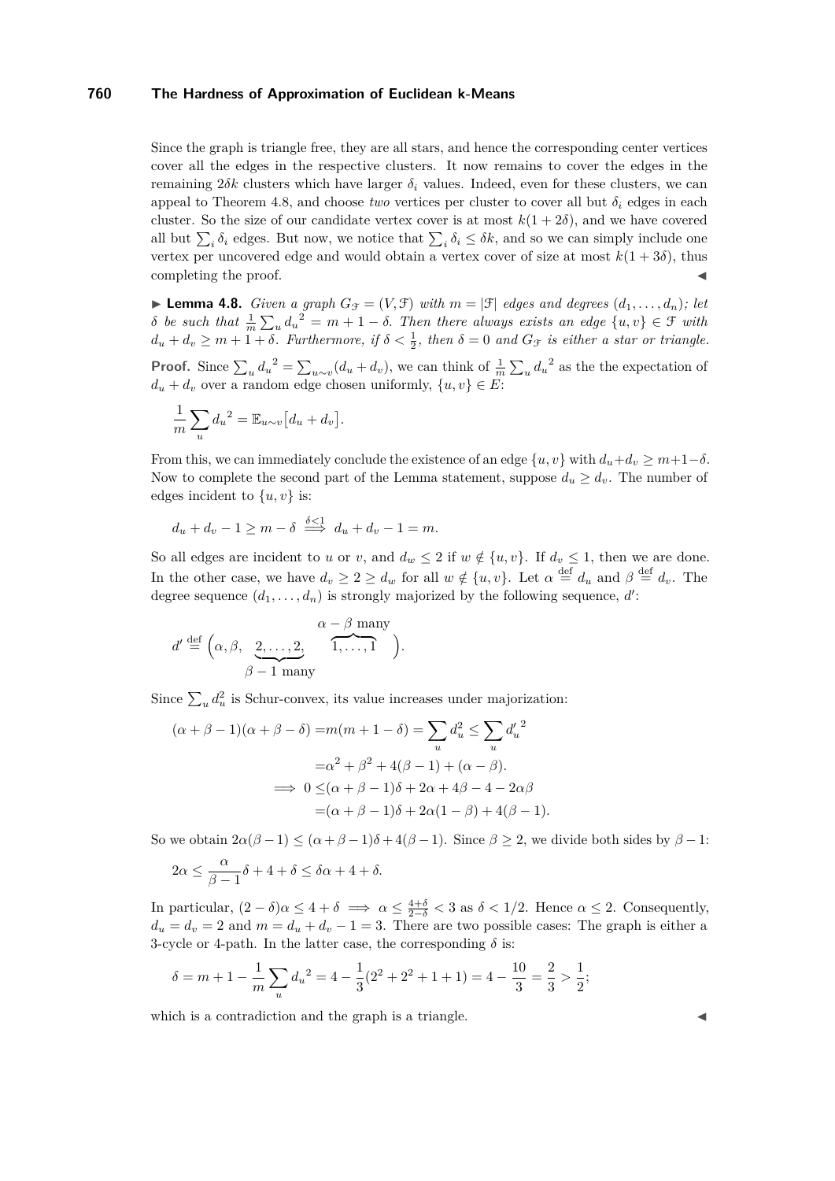Since the graph is triangle free, they are all stars, and hence the corresponding center vertices cover all the edges in the respective clusters. It now remains to cover the edges in the remaining $2\delta k$ clusters which have larger $\delta_i$ values. Indeed, even for these clusters, we can appeal to Theorem 4.8, and choose *two* vertices per cluster to cover all but $\delta_i$ edges in each cluster. So the size of our candidate vertex cover is at most $k(1+2\delta)$, and we have covered all but $\sum_i \delta_i$ edges. But now, we notice that $\sum_i \delta_i \le \delta k$, and so we can simply include one vertex per uncovered edge and would obtain a vertex cover of size at most $k(1+3\delta)$, thus completing the proof. ◀

▶ **Lemma 4.8.** *Given a graph $G_{\mathcal{F}} = (V, \mathcal{F})$ with $m = |\mathcal{F}|$ edges and degrees $(d_1, \dots, d_n)$; let $\delta$ be such that $\frac{1}{m}\sum_u {d_u}^2 = m + 1 - \delta$. Then there always exists an edge $\{u, v\} \in \mathcal{F}$ with $d_u + d_v \ge m + 1 + \delta$. Furthermore, if $\delta < \frac{1}{2}$, then $\delta = 0$ and $G_{\mathcal{F}}$ is either a star or triangle.*

**Proof.** Since $\sum_u {d_u}^2 = \sum_{u\sim v}(d_u + d_v)$, we can think of $\frac{1}{m}\sum_u {d_u}^2$ as the the expectation of $d_u + d_v$ over a random edge chosen uniformly, $\{u, v\} \in E$:

$$\frac{1}{m}\sum_u {d_u}^2 = \mathbb{E}_{u\sim v}\big[d_u + d_v\big].$$

From this, we can immediately conclude the existence of an edge $\{u, v\}$ with $d_u + d_v \ge m + 1 - \delta$. Now to complete the second part of the Lemma statement, suppose $d_u \ge d_v$. The number of edges incident to $\{u, v\}$ is:

$$d_u + d_v - 1 \ge m - \delta \overset{\delta<1}{\implies} d_u + d_v - 1 = m.$$

So all edges are incident to $u$ or $v$, and $d_w \le 2$ if $w \notin \{u, v\}$. If $d_v \le 1$, then we are done. In the other case, we have $d_v \ge 2 \ge d_w$ for all $w \notin \{u, v\}$. Let $\alpha \overset{\text{def}}{=} d_u$ and $\beta \overset{\text{def}}{=} d_v$. The degree sequence $(d_1, \dots, d_n)$ is strongly majorized by the following sequence, $d'$:

$$d' \overset{\text{def}}{=} \Big(\alpha, \beta, \underbrace{2, \dots, 2,}_{\beta - 1 \text{ many}} \overbrace{1, \dots, 1}^{\alpha - \beta \text{ many}}\Big).$$

Since $\sum_u d_u^2$ is Schur-convex, its value increases under majorization:

$$\begin{aligned}
(\alpha + \beta - 1)(\alpha + \beta - \delta) = & m(m + 1 - \delta) = \sum_u d_u^2 \le \sum_u {d'_u}^2 \\
= & \alpha^2 + \beta^2 + 4(\beta - 1) + (\alpha - \beta). \\
\implies 0 \le & (\alpha + \beta - 1)\delta + 2\alpha + 4\beta - 4 - 2\alpha\beta \\
= & (\alpha + \beta - 1)\delta + 2\alpha(1 - \beta) + 4(\beta - 1).
\end{aligned}$$

So we obtain $2\alpha(\beta - 1) \le (\alpha + \beta - 1)\delta + 4(\beta - 1)$. Since $\beta \ge 2$, we divide both sides by $\beta - 1$:

$$2\alpha \le \frac{\alpha}{\beta - 1}\delta + 4 + \delta \le \delta\alpha + 4 + \delta.$$

In particular, $(2 - \delta)\alpha \le 4 + \delta \implies \alpha \le \frac{4+\delta}{2-\delta} < 3$ as $\delta < 1/2$. Hence $\alpha \le 2$. Consequently, $d_u = d_v = 2$ and $m = d_u + d_v - 1 = 3$. There are two possible cases: The graph is either a 3-cycle or 4-path. In the latter case, the corresponding $\delta$ is:

$$\delta = m + 1 - \frac{1}{m}\sum_u {d_u}^2 = 4 - \frac{1}{3}(2^2 + 2^2 + 1 + 1) = 4 - \frac{10}{3} = \frac{2}{3} > \frac{1}{2};$$

which is a contradiction and the graph is a triangle. ◀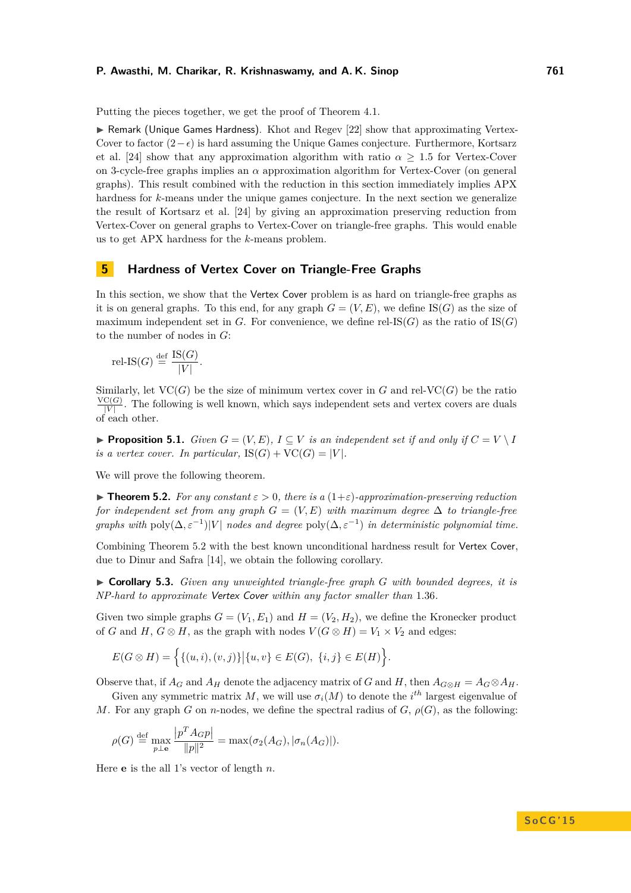Putting the pieces together, we get the proof of Theorem 4.1.

▶ Remark (Unique Games Hardness). Khot and Regev [22] show that approximating Vertex-Cover to factor $(2-\epsilon)$ is hard assuming the Unique Games conjecture. Furthermore, Kortsarz et al. [24] show that any approximation algorithm with ratio $\alpha \geq 1.5$ for Vertex-Cover on 3-cycle-free graphs implies an $\alpha$ approximation algorithm for Vertex-Cover (on general graphs). This result combined with the reduction in this section immediately implies APX hardness for $k$-means under the unique games conjecture. In the next section we generalize the result of Kortsarz et al. [24] by giving an approximation preserving reduction from Vertex-Cover on general graphs to Vertex-Cover on triangle-free graphs. This would enable us to get APX hardness for the $k$-means problem.

## 5 Hardness of Vertex Cover on Triangle-Free Graphs

In this section, we show that the Vertex Cover problem is as hard on triangle-free graphs as it is on general graphs. To this end, for any graph $G = (V, E)$, we define $\text{IS}(G)$ as the size of maximum independent set in $G$. For convenience, we define rel-IS$(G)$ as the ratio of $\text{IS}(G)$ to the number of nodes in $G$:

$$\text{rel-IS}(G) \stackrel{\text{def}}{=} \frac{\text{IS}(G)}{|V|}.$$

Similarly, let $\text{VC}(G)$ be the size of minimum vertex cover in $G$ and rel-VC$(G)$ be the ratio $\frac{\text{VC}(G)}{|V|}$. The following is well known, which says independent sets and vertex covers are duals of each other.

▶ **Proposition 5.1.** *Given $G = (V, E)$, $I \subseteq V$ is an independent set if and only if $C = V \setminus I$ is a vertex cover. In particular,* $\text{IS}(G) + \text{VC}(G) = |V|$.

We will prove the following theorem.

▶ **Theorem 5.2.** *For any constant $\varepsilon > 0$, there is a $(1+\varepsilon)$-approximation-preserving reduction for independent set from any graph $G = (V, E)$ with maximum degree $\Delta$ to triangle-free graphs with $\text{poly}(\Delta, \varepsilon^{-1})|V|$ nodes and degree $\text{poly}(\Delta, \varepsilon^{-1})$ in deterministic polynomial time.*

Combining Theorem 5.2 with the best known unconditional hardness result for Vertex Cover, due to Dinur and Safra [14], we obtain the following corollary.

▶ **Corollary 5.3.** *Given any unweighted triangle-free graph $G$ with bounded degrees, it is NP-hard to approximate Vertex Cover within any factor smaller than 1.36.*

Given two simple graphs $G = (V_1, E_1)$ and $H = (V_2, H_2)$, we define the Kronecker product of $G$ and $H$, $G \otimes H$, as the graph with nodes $V(G \otimes H) = V_1 \times V_2$ and edges:

$$E(G \otimes H) = \Big\{ \{(u, i), (v, j)\} \Big| \{u, v\} \in E(G),\ \{i, j\} \in E(H) \Big\}.$$

Observe that, if $A_G$ and $A_H$ denote the adjacency matrix of $G$ and $H$, then $A_{G \otimes H} = A_G \otimes A_H$.

Given any symmetric matrix $M$, we will use $\sigma_i(M)$ to denote the $i^{th}$ largest eigenvalue of $M$. For any graph $G$ on $n$-nodes, we define the spectral radius of $G$, $\rho(G)$, as the following:

$$\rho(G) \stackrel{\text{def}}{=} \max_{p \perp \mathbf{e}} \frac{|p^T A_G p|}{\|p\|^2} = \max(\sigma_2(A_G), |\sigma_n(A_G)|).$$

Here $\mathbf{e}$ is the all 1's vector of length $n$.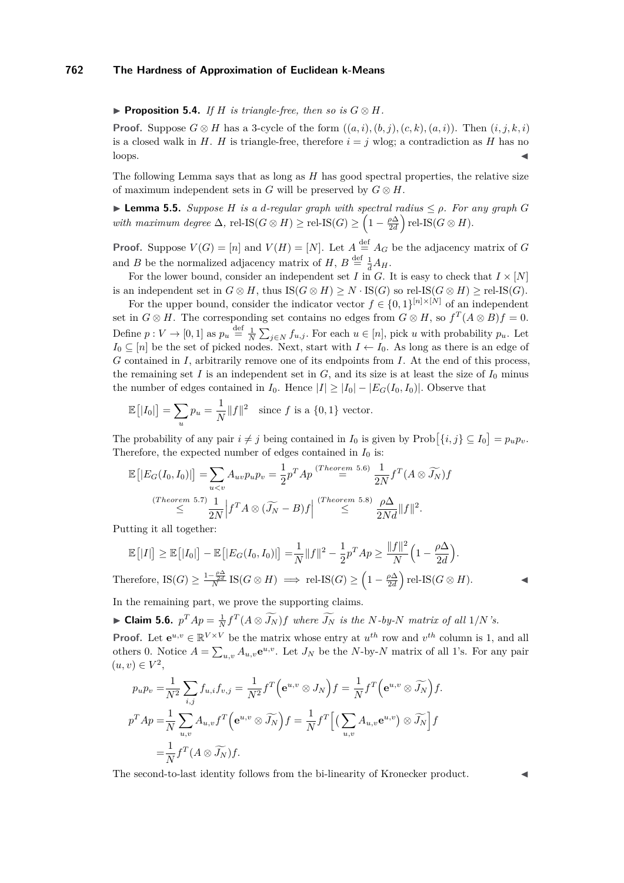▶ **Proposition 5.4.** *If $H$ is triangle-free, then so is $G \otimes H$.*

**Proof.** Suppose $G \otimes H$ has a 3-cycle of the form $((a,i),(b,j),(c,k),(a,i))$. Then $(i,j,k,i)$ is a closed walk in $H$. $H$ is triangle-free, therefore $i = j$ wlog; a contradiction as $H$ has no loops. ◀

The following Lemma says that as long as $H$ has good spectral properties, the relative size of maximum independent sets in $G$ will be preserved by $G \otimes H$.

▶ **Lemma 5.5.** *Suppose $H$ is a $d$-regular graph with spectral radius $\leq \rho$. For any graph $G$ with maximum degree $\Delta$, $\text{rel-IS}(G \otimes H) \geq \text{rel-IS}(G) \geq \left(1 - \frac{\rho\Delta}{2d}\right) \text{rel-IS}(G \otimes H)$.*

**Proof.** Suppose $V(G) = [n]$ and $V(H) = [N]$. Let $A \stackrel{\text{def}}{=} A_G$ be the adjacency matrix of $G$ and $B$ be the normalized adjacency matrix of $H$, $B \stackrel{\text{def}}{=} \frac{1}{d} A_H$.

For the lower bound, consider an independent set $I$ in $G$. It is easy to check that $I \times [N]$ is an independent set in $G \otimes H$, thus $\text{IS}(G \otimes H) \geq N \cdot \text{IS}(G)$ so $\text{rel-IS}(G \otimes H) \geq \text{rel-IS}(G)$.

For the upper bound, consider the indicator vector $f \in \{0,1\}^{[n]\times[N]}$ of an independent set in $G \otimes H$. The corresponding set contains no edges from $G \otimes H$, so $f^T(A \otimes B)f = 0$. Define $p : V \to [0,1]$ as $p_u \stackrel{\text{def}}{=} \frac{1}{N} \sum_{j \in N} f_{u,j}$. For each $u \in [n]$, pick $u$ with probability $p_u$. Let $I_0 \subseteq [n]$ be the set of picked nodes. Next, start with $I \leftarrow I_0$. As long as there is an edge of $G$ contained in $I$, arbitrarily remove one of its endpoints from $I$. At the end of this process, the remaining set $I$ is an independent set in $G$, and its size is at least the size of $I_0$ minus the number of edges contained in $I_0$. Hence $|I| \geq |I_0| - |E_G(I_0, I_0)|$. Observe that

$$\mathbb{E}\big[|I_0|\big] = \sum_u p_u = \frac{1}{N}\|f\|^2 \quad \text{since } f \text{ is a } \{0,1\} \text{ vector.}$$

The probability of any pair $i \neq j$ being contained in $I_0$ is given by $\text{Prob}\big[\{i,j\} \subseteq I_0\big] = p_u p_v$. Therefore, the expected number of edges contained in $I_0$ is:

$$\begin{aligned}
\mathbb{E}\big[|E_G(I_0, I_0)|\big] &= \sum_{u<v} A_{uv} p_u p_v = \frac{1}{2} p^T A p \stackrel{(Theorem\ 5.6)}{=} \frac{1}{2N} f^T (A \otimes \widetilde{J_N}) f \\
&\stackrel{(Theorem\ 5.7)}{\leq} \frac{1}{2N} \Big| f^T A \otimes (\widetilde{J_N} - B) f \Big| \stackrel{(Theorem\ 5.8)}{\leq} \frac{\rho\Delta}{2Nd} \|f\|^2.
\end{aligned}$$

Putting it all together:

$$\mathbb{E}\big[|I|\big] \geq \mathbb{E}\big[|I_0|\big] - \mathbb{E}\big[|E_G(I_0, I_0)|\big] = \frac{1}{N}\|f\|^2 - \frac{1}{2} p^T A p \geq \frac{\|f\|^2}{N}\Big(1 - \frac{\rho\Delta}{2d}\Big).$$

Therefore, $\text{IS}(G) \geq \frac{1 - \frac{\rho\Delta}{2d}}{N} \text{IS}(G \otimes H) \implies \text{rel-IS}(G) \geq \left(1 - \frac{\rho\Delta}{2d}\right) \text{rel-IS}(G \otimes H)$. ◀

In the remaining part, we prove the supporting claims.

▶ **Claim 5.6.** $p^T A p = \frac{1}{N} f^T (A \otimes \widetilde{J_N}) f$ *where $\widetilde{J_N}$ is the $N$-by-$N$ matrix of all $1/N$'s.*

**Proof.** Let $\mathbf{e}^{u,v} \in \mathbb{R}^{V \times V}$ be the matrix whose entry at $u^{th}$ row and $v^{th}$ column is 1, and all others 0. Notice $A = \sum_{u,v} A_{u,v} \mathbf{e}^{u,v}$. Let $J_N$ be the $N$-by-$N$ matrix of all 1's. For any pair $(u,v) \in V^2$,

$$\begin{aligned}
p_u p_v &= \frac{1}{N^2} \sum_{i,j} f_{u,i} f_{v,j} = \frac{1}{N^2} f^T \Big(\mathbf{e}^{u,v} \otimes J_N\Big) f = \frac{1}{N} f^T \Big(\mathbf{e}^{u,v} \otimes \widetilde{J_N}\Big) f. \\
p^T A p &= \frac{1}{N} \sum_{u,v} A_{u,v} f^T \Big(\mathbf{e}^{u,v} \otimes \widetilde{J_N}\Big) f = \frac{1}{N} f^T \Big[\big(\sum_{u,v} A_{u,v} \mathbf{e}^{u,v}\big) \otimes \widetilde{J_N}\Big] f \\
&= \frac{1}{N} f^T (A \otimes \widetilde{J_N}) f.
\end{aligned}$$

The second-to-last identity follows from the bi-linearity of Kronecker product. ◀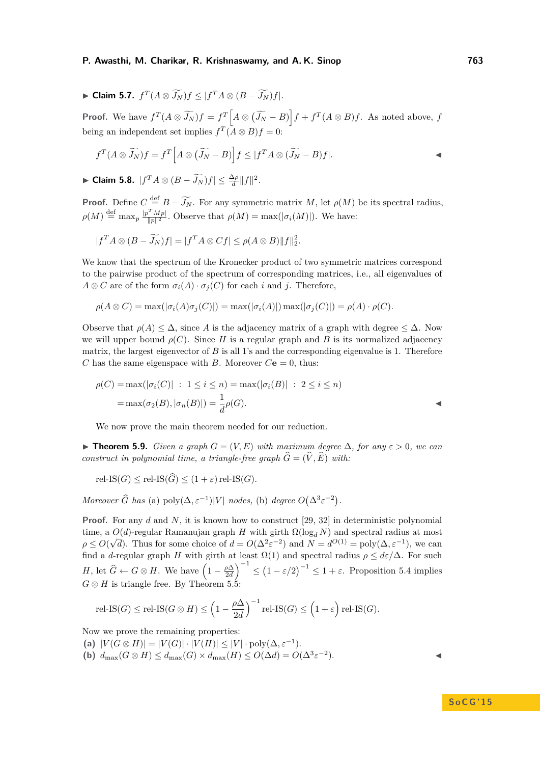▶ **Claim 5.7.** $f^T(A \otimes \widetilde{J_N})f \le |f^T A \otimes (B - \widetilde{J_N})f|$.

**Proof.** We have $f^T(A \otimes \widetilde{J_N})f = f^T\Big[A \otimes \big(\widetilde{J_N} - B\big)\Big]f + f^T(A \otimes B)f$. As noted above, $f$ being an independent set implies $f^T(A \otimes B)f = 0$:

$$f^T(A \otimes \widetilde{J_N})f = f^T\Big[A \otimes \big(\widetilde{J_N} - B\big)\Big]f \le |f^T A \otimes (\widetilde{J_N} - B)f|. \qquad ◀$$

▶ **Claim 5.8.** $|f^T A \otimes (B - \widetilde{J_N})f| \le \frac{\Delta\rho}{d}\|f\|^2$.

**Proof.** Define $C \stackrel{\text{def}}{=} B - \widetilde{J_N}$. For any symmetric matrix $M$, let $\rho(M)$ be its spectral radius, $\rho(M) \stackrel{\text{def}}{=} \max_p \frac{|p^T M p|}{\|p\|^2}$. Observe that $\rho(M) = \max(|\sigma_i(M)|)$. We have:

$$|f^T A \otimes (B - \widetilde{J_N})f| = |f^T A \otimes Cf| \le \rho(A \otimes B)\|f\|_2^2.$$

We know that the spectrum of the Kronecker product of two symmetric matrices correspond to the pairwise product of the spectrum of corresponding matrices, i.e., all eigenvalues of $A \otimes C$ are of the form $\sigma_i(A) \cdot \sigma_j(C)$ for each $i$ and $j$. Therefore,

$$\rho(A \otimes C) = \max(|\sigma_i(A)\sigma_j(C)|) = \max(|\sigma_i(A)|)\max(|\sigma_j(C)|) = \rho(A) \cdot \rho(C).$$

Observe that $\rho(A) \le \Delta$, since $A$ is the adjacency matrix of a graph with degree $\le \Delta$. Now we will upper bound $\rho(C)$. Since $H$ is a regular graph and $B$ is its normalized adjacency matrix, the largest eigenvector of $B$ is all 1's and the corresponding eigenvalue is 1. Therefore $C$ has the same eigenspace with $B$. Moreover $C\mathbf{e} = 0$, thus:

$$\begin{aligned}\rho(C) &= \max(|\sigma_i(C)| \ : \ 1 \le i \le n) = \max(|\sigma_i(B)| \ : \ 2 \le i \le n) \\ &= \max(\sigma_2(B), |\sigma_n(B)|) = \frac{1}{d}\rho(G).\end{aligned} \qquad ◀$$

We now prove the main theorem needed for our reduction.

▶ **Theorem 5.9.** *Given a graph $G = (V, E)$ with maximum degree $\Delta$, for any $\varepsilon > 0$, we can construct in polynomial time, a triangle-free graph $\widehat{G} = (\widehat{V}, \widehat{E})$ with:*

$$\text{rel-IS}(G) \le \text{rel-IS}(\widehat{G}) \le (1 + \varepsilon)\,\text{rel-IS}(G).$$

*Moreover $\widehat{G}$ has* (a) $\text{poly}(\Delta, \varepsilon^{-1})|V|$ *nodes,* (b) *degree* $O\big(\Delta^3\varepsilon^{-2}\big)$.

**Proof.** For any $d$ and $N$, it is known how to construct [29, 32] in deterministic polynomial time, a $O(d)$-regular Ramanujan graph $H$ with girth $\Omega(\log_d N)$ and spectral radius at most $\rho \le O(\sqrt{d})$. Thus for some choice of $d = O(\Delta^2\varepsilon^{-2})$ and $N = d^{O(1)} = \text{poly}(\Delta, \varepsilon^{-1})$, we can find a $d$-regular graph $H$ with girth at least $\Omega(1)$ and spectral radius $\rho \le d\varepsilon/\Delta$. For such $H$, let $\widehat{G} \leftarrow G \otimes H$. We have $\left(1 - \frac{\rho\Delta}{2d}\right)^{-1} \le \left(1 - \varepsilon/2\right)^{-1} \le 1 + \varepsilon$. Proposition 5.4 implies $G \otimes H$ is triangle free. By Theorem 5.5:

$$\text{rel-IS}(G) \le \text{rel-IS}(G \otimes H) \le \left(1 - \frac{\rho\Delta}{2d}\right)^{-1}\text{rel-IS}(G) \le \Big(1 + \varepsilon\Big)\,\text{rel-IS}(G).$$

Now we prove the remaining properties:

**(a)** $|V(G \otimes H)| = |V(G)| \cdot |V(H)| \le |V| \cdot \text{poly}(\Delta, \varepsilon^{-1})$.

**(b)** $d_{\max}(G \otimes H) \le d_{\max}(G) \times d_{\max}(H) \le O(\Delta d) = O(\Delta^3\varepsilon^{-2})$. ◀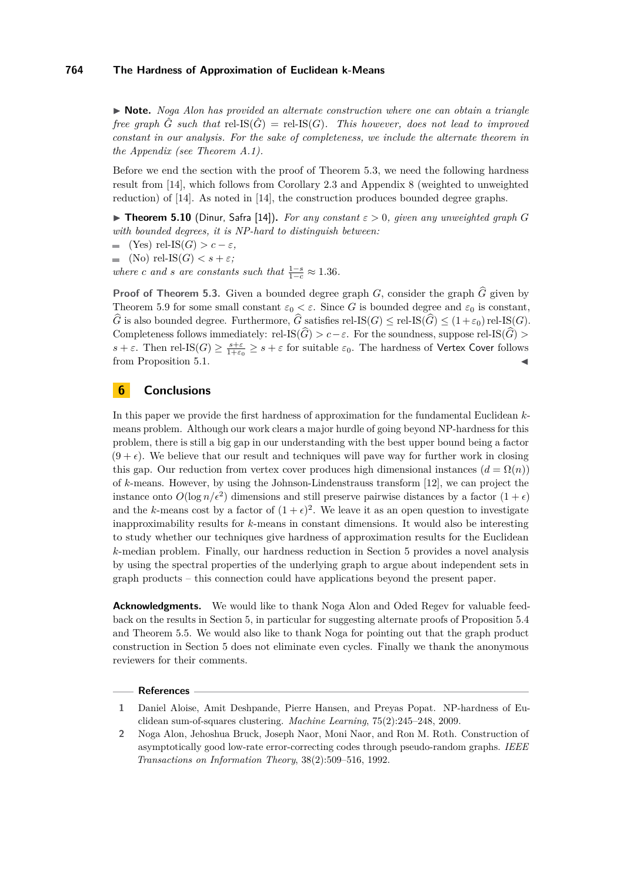▶ **Note.** *Noga Alon has provided an alternate construction where one can obtain a triangle free graph $\hat{G}$ such that* rel-IS$(\hat{G})$ = rel-IS$(G)$*. This however, does not lead to improved constant in our analysis. For the sake of completeness, we include the alternate theorem in the Appendix (see Theorem A.1).*

Before we end the section with the proof of Theorem 5.3, we need the following hardness result from [14], which follows from Corollary 2.3 and Appendix 8 (weighted to unweighted reduction) of [14]. As noted in [14], the construction produces bounded degree graphs.

▶ **Theorem 5.10** (Dinur, Safra [14])**.** *For any constant $\varepsilon > 0$, given any unweighted graph $G$ with bounded degrees, it is NP-hard to distinguish between:*

- (Yes) rel-IS$(G) > c - \varepsilon$,
- (No) rel-IS$(G) < s + \varepsilon$;

*where $c$ and $s$ are constants such that $\frac{1-s}{1-c} \approx 1.36$.*

**Proof of Theorem 5.3.** Given a bounded degree graph $G$, consider the graph $\widehat{G}$ given by Theorem 5.9 for some small constant $\varepsilon_0 < \varepsilon$. Since $G$ is bounded degree and $\varepsilon_0$ is constant, $\widehat{G}$ is also bounded degree. Furthermore, $\widehat{G}$ satisfies rel-IS$(G) \leq$ rel-IS$(\widehat{G}) \leq (1+\varepsilon_0)$ rel-IS$(G)$. Completeness follows immediately: rel-IS$(\widehat{G}) > c - \varepsilon$. For the soundness, suppose rel-IS$(\widehat{G}) > s + \varepsilon$. Then rel-IS$(G) \geq \frac{s+\varepsilon}{1+\varepsilon_0} \geq s + \varepsilon$ for suitable $\varepsilon_0$. The hardness of Vertex Cover follows from Proposition 5.1. ◀

## 6 Conclusions

In this paper we provide the first hardness of approximation for the fundamental Euclidean $k$-means problem. Although our work clears a major hurdle of going beyond NP-hardness for this problem, there is still a big gap in our understanding with the best upper bound being a factor $(9 + \epsilon)$. We believe that our result and techniques will pave way for further work in closing this gap. Our reduction from vertex cover produces high dimensional instances ($d = \Omega(n)$) of $k$-means. However, by using the Johnson-Lindenstrauss transform [12], we can project the instance onto $O(\log n/\epsilon^2)$ dimensions and still preserve pairwise distances by a factor $(1 + \epsilon)$ and the $k$-means cost by a factor of $(1 + \epsilon)^2$. We leave it as an open question to investigate inapproximability results for $k$-means in constant dimensions. It would also be interesting to study whether our techniques give hardness of approximation results for the Euclidean $k$-median problem. Finally, our hardness reduction in Section 5 provides a novel analysis by using the spectral properties of the underlying graph to argue about independent sets in graph products – this connection could have applications beyond the present paper.

**Acknowledgments.** We would like to thank Noga Alon and Oded Regev for valuable feedback on the results in Section 5, in particular for suggesting alternate proofs of Proposition 5.4 and Theorem 5.5. We would also like to thank Noga for pointing out that the graph product construction in Section 5 does not eliminate even cycles. Finally we thank the anonymous reviewers for their comments.

## References

1. Daniel Aloise, Amit Deshpande, Pierre Hansen, and Preyas Popat. NP-hardness of Euclidean sum-of-squares clustering. *Machine Learning*, 75(2):245–248, 2009.
2. Noga Alon, Jehoshua Bruck, Joseph Naor, Moni Naor, and Ron M. Roth. Construction of asymptotically good low-rate error-correcting codes through pseudo-random graphs. *IEEE Transactions on Information Theory*, 38(2):509–516, 1992.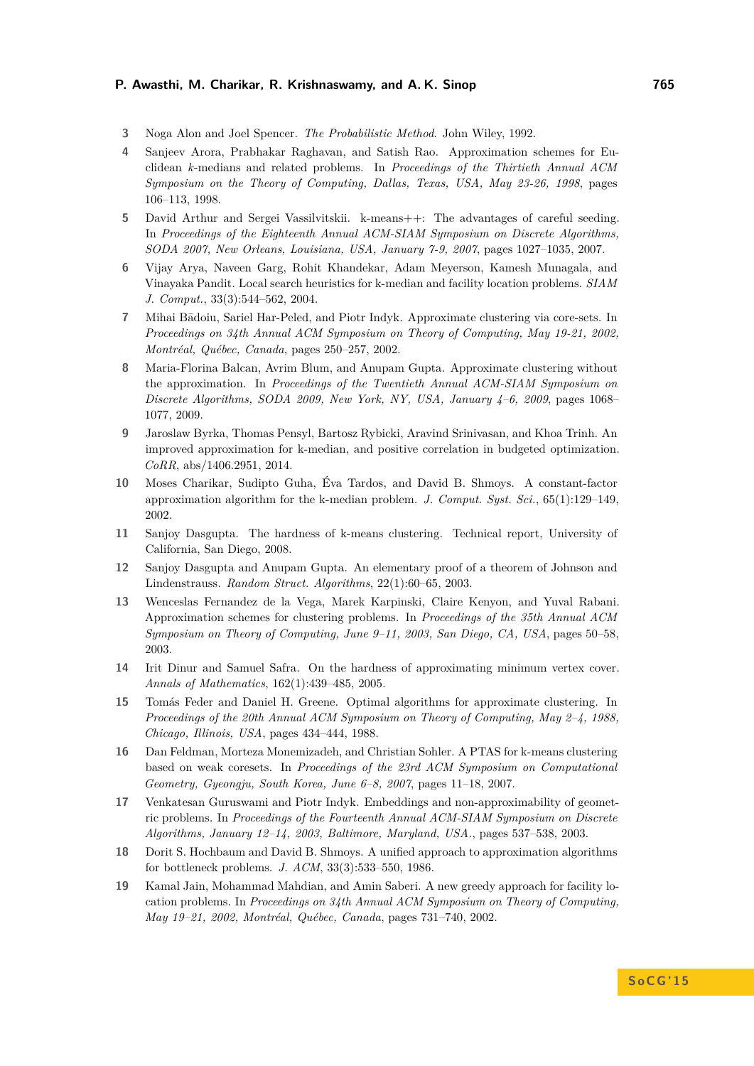3. Noga Alon and Joel Spencer. *The Probabilistic Method*. John Wiley, 1992.
4. Sanjeev Arora, Prabhakar Raghavan, and Satish Rao. Approximation schemes for Euclidean $k$-medians and related problems. In *Proceedings of the Thirtieth Annual ACM Symposium on the Theory of Computing, Dallas, Texas, USA, May 23-26, 1998*, pages 106–113, 1998.
5. David Arthur and Sergei Vassilvitskii. k-means++: The advantages of careful seeding. In *Proceedings of the Eighteenth Annual ACM-SIAM Symposium on Discrete Algorithms, SODA 2007, New Orleans, Louisiana, USA, January 7-9, 2007*, pages 1027–1035, 2007.
6. Vijay Arya, Naveen Garg, Rohit Khandekar, Adam Meyerson, Kamesh Munagala, and Vinayaka Pandit. Local search heuristics for k-median and facility location problems. *SIAM J. Comput.*, 33(3):544–562, 2004.
7. Mihai Bădoiu, Sariel Har-Peled, and Piotr Indyk. Approximate clustering via core-sets. In *Proceedings on 34th Annual ACM Symposium on Theory of Computing, May 19-21, 2002, Montréal, Québec, Canada*, pages 250–257, 2002.
8. Maria-Florina Balcan, Avrim Blum, and Anupam Gupta. Approximate clustering without the approximation. In *Proceedings of the Twentieth Annual ACM-SIAM Symposium on Discrete Algorithms, SODA 2009, New York, NY, USA, January 4–6, 2009*, pages 1068–1077, 2009.
9. Jaroslaw Byrka, Thomas Pensyl, Bartosz Rybicki, Aravind Srinivasan, and Khoa Trinh. An improved approximation for k-median, and positive correlation in budgeted optimization. *CoRR*, abs/1406.2951, 2014.
10. Moses Charikar, Sudipto Guha, Éva Tardos, and David B. Shmoys. A constant-factor approximation algorithm for the k-median problem. *J. Comput. Syst. Sci.*, 65(1):129–149, 2002.
11. Sanjoy Dasgupta. The hardness of k-means clustering. Technical report, University of California, San Diego, 2008.
12. Sanjoy Dasgupta and Anupam Gupta. An elementary proof of a theorem of Johnson and Lindenstrauss. *Random Struct. Algorithms*, 22(1):60–65, 2003.
13. Wenceslas Fernandez de la Vega, Marek Karpinski, Claire Kenyon, and Yuval Rabani. Approximation schemes for clustering problems. In *Proceedings of the 35th Annual ACM Symposium on Theory of Computing, June 9–11, 2003, San Diego, CA, USA*, pages 50–58, 2003.
14. Irit Dinur and Samuel Safra. On the hardness of approximating minimum vertex cover. *Annals of Mathematics*, 162(1):439–485, 2005.
15. Tomás Feder and Daniel H. Greene. Optimal algorithms for approximate clustering. In *Proceedings of the 20th Annual ACM Symposium on Theory of Computing, May 2–4, 1988, Chicago, Illinois, USA*, pages 434–444, 1988.
16. Dan Feldman, Morteza Monemizadeh, and Christian Sohler. A PTAS for k-means clustering based on weak coresets. In *Proceedings of the 23rd ACM Symposium on Computational Geometry, Gyeongju, South Korea, June 6–8, 2007*, pages 11–18, 2007.
17. Venkatesan Guruswami and Piotr Indyk. Embeddings and non-approximability of geometric problems. In *Proceedings of the Fourteenth Annual ACM-SIAM Symposium on Discrete Algorithms, January 12–14, 2003, Baltimore, Maryland, USA.*, pages 537–538, 2003.
18. Dorit S. Hochbaum and David B. Shmoys. A unified approach to approximation algorithms for bottleneck problems. *J. ACM*, 33(3):533–550, 1986.
19. Kamal Jain, Mohammad Mahdian, and Amin Saberi. A new greedy approach for facility location problems. In *Proceedings on 34th Annual ACM Symposium on Theory of Computing, May 19–21, 2002, Montréal, Québec, Canada*, pages 731–740, 2002.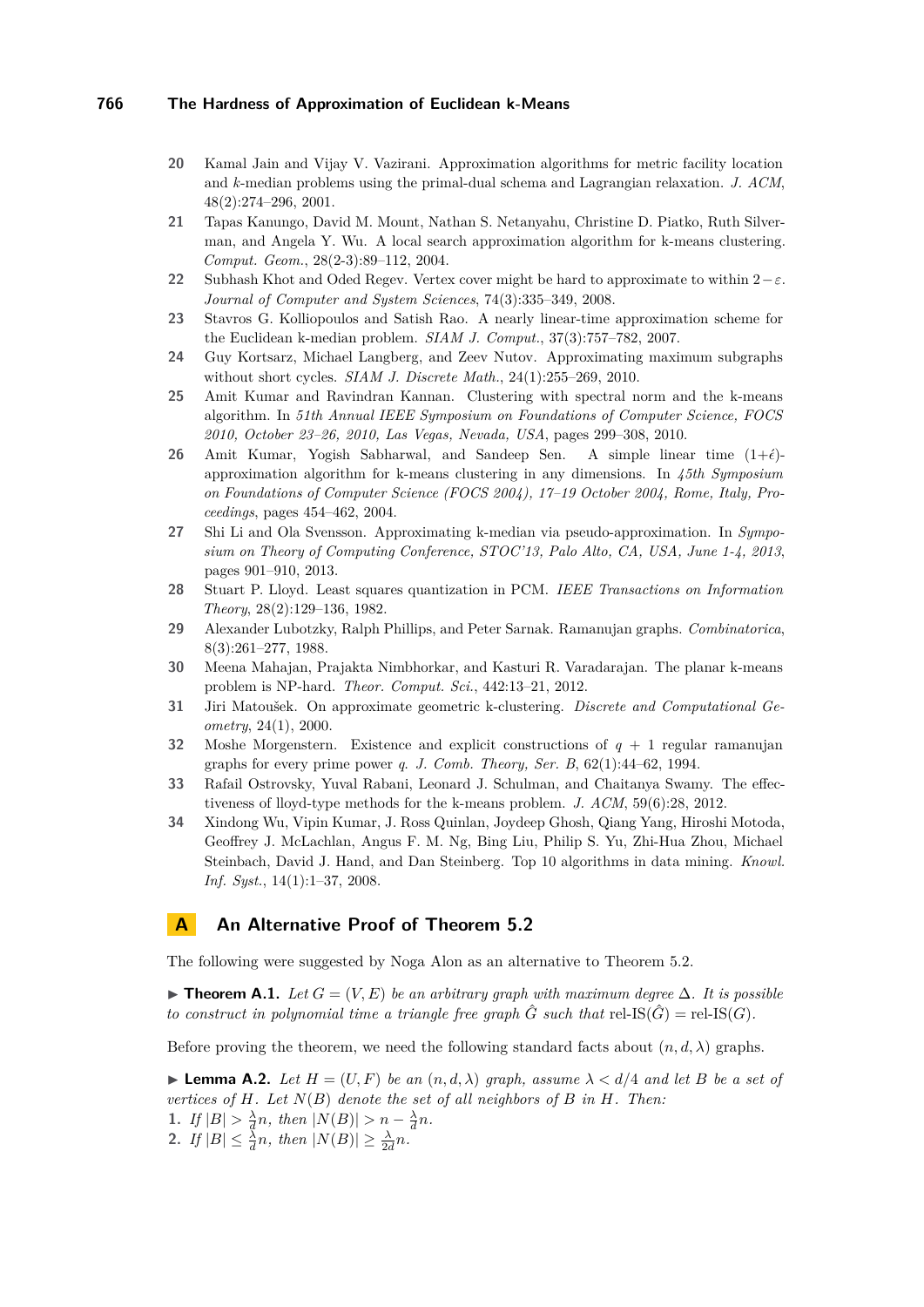20 Kamal Jain and Vijay V. Vazirani. Approximation algorithms for metric facility location and $k$-median problems using the primal-dual schema and Lagrangian relaxation. *J. ACM*, 48(2):274–296, 2001.

21 Tapas Kanungo, David M. Mount, Nathan S. Netanyahu, Christine D. Piatko, Ruth Silverman, and Angela Y. Wu. A local search approximation algorithm for k-means clustering. *Comput. Geom.*, 28(2-3):89–112, 2004.

22 Subhash Khot and Oded Regev. Vertex cover might be hard to approximate to within $2-\varepsilon$. *Journal of Computer and System Sciences*, 74(3):335–349, 2008.

23 Stavros G. Kolliopoulos and Satish Rao. A nearly linear-time approximation scheme for the Euclidean k-median problem. *SIAM J. Comput.*, 37(3):757–782, 2007.

24 Guy Kortsarz, Michael Langberg, and Zeev Nutov. Approximating maximum subgraphs without short cycles. *SIAM J. Discrete Math.*, 24(1):255–269, 2010.

25 Amit Kumar and Ravindran Kannan. Clustering with spectral norm and the k-means algorithm. In *51th Annual IEEE Symposium on Foundations of Computer Science, FOCS 2010, October 23–26, 2010, Las Vegas, Nevada, USA*, pages 299–308, 2010.

26 Amit Kumar, Yogish Sabharwal, and Sandeep Sen. A simple linear time $(1+\acute{\epsilon})$-approximation algorithm for k-means clustering in any dimensions. In *45th Symposium on Foundations of Computer Science (FOCS 2004), 17–19 October 2004, Rome, Italy, Proceedings*, pages 454–462, 2004.

27 Shi Li and Ola Svensson. Approximating k-median via pseudo-approximation. In *Symposium on Theory of Computing Conference, STOC'13, Palo Alto, CA, USA, June 1-4, 2013*, pages 901–910, 2013.

28 Stuart P. Lloyd. Least squares quantization in PCM. *IEEE Transactions on Information Theory*, 28(2):129–136, 1982.

29 Alexander Lubotzky, Ralph Phillips, and Peter Sarnak. Ramanujan graphs. *Combinatorica*, 8(3):261–277, 1988.

30 Meena Mahajan, Prajakta Nimbhorkar, and Kasturi R. Varadarajan. The planar k-means problem is NP-hard. *Theor. Comput. Sci.*, 442:13–21, 2012.

31 Jiri Matoušek. On approximate geometric k-clustering. *Discrete and Computational Geometry*, 24(1), 2000.

32 Moshe Morgenstern. Existence and explicit constructions of $q+1$ regular ramanujan graphs for every prime power $q$. *J. Comb. Theory, Ser. B*, 62(1):44–62, 1994.

33 Rafail Ostrovsky, Yuval Rabani, Leonard J. Schulman, and Chaitanya Swamy. The effectiveness of lloyd-type methods for the k-means problem. *J. ACM*, 59(6):28, 2012.

34 Xindong Wu, Vipin Kumar, J. Ross Quinlan, Joydeep Ghosh, Qiang Yang, Hiroshi Motoda, Geoffrey J. McLachlan, Angus F. M. Ng, Bing Liu, Philip S. Yu, Zhi-Hua Zhou, Michael Steinbach, David J. Hand, and Dan Steinberg. Top 10 algorithms in data mining. *Knowl. Inf. Syst.*, 14(1):1–37, 2008.

## A An Alternative Proof of Theorem 5.2

The following were suggested by Noga Alon as an alternative to Theorem 5.2.

▶ **Theorem A.1.** *Let $G=(V,E)$ be an arbitrary graph with maximum degree $\Delta$. It is possible to construct in polynomial time a triangle free graph $\hat{G}$ such that* $\text{rel-IS}(\hat{G}) = \text{rel-IS}(G)$.

Before proving the theorem, we need the following standard facts about $(n,d,\lambda)$ graphs.

▶ **Lemma A.2.** *Let $H=(U,F)$ be an $(n,d,\lambda)$ graph, assume $\lambda < d/4$ and let $B$ be a set of vertices of $H$. Let $N(B)$ denote the set of all neighbors of $B$ in $H$. Then:*

1. *If $|B| > \frac{\lambda}{d}n$, then $|N(B)| > n - \frac{\lambda}{d}n$.*
2. *If $|B| \leq \frac{\lambda}{d}n$, then $|N(B)| \geq \frac{\lambda}{2d}n$.*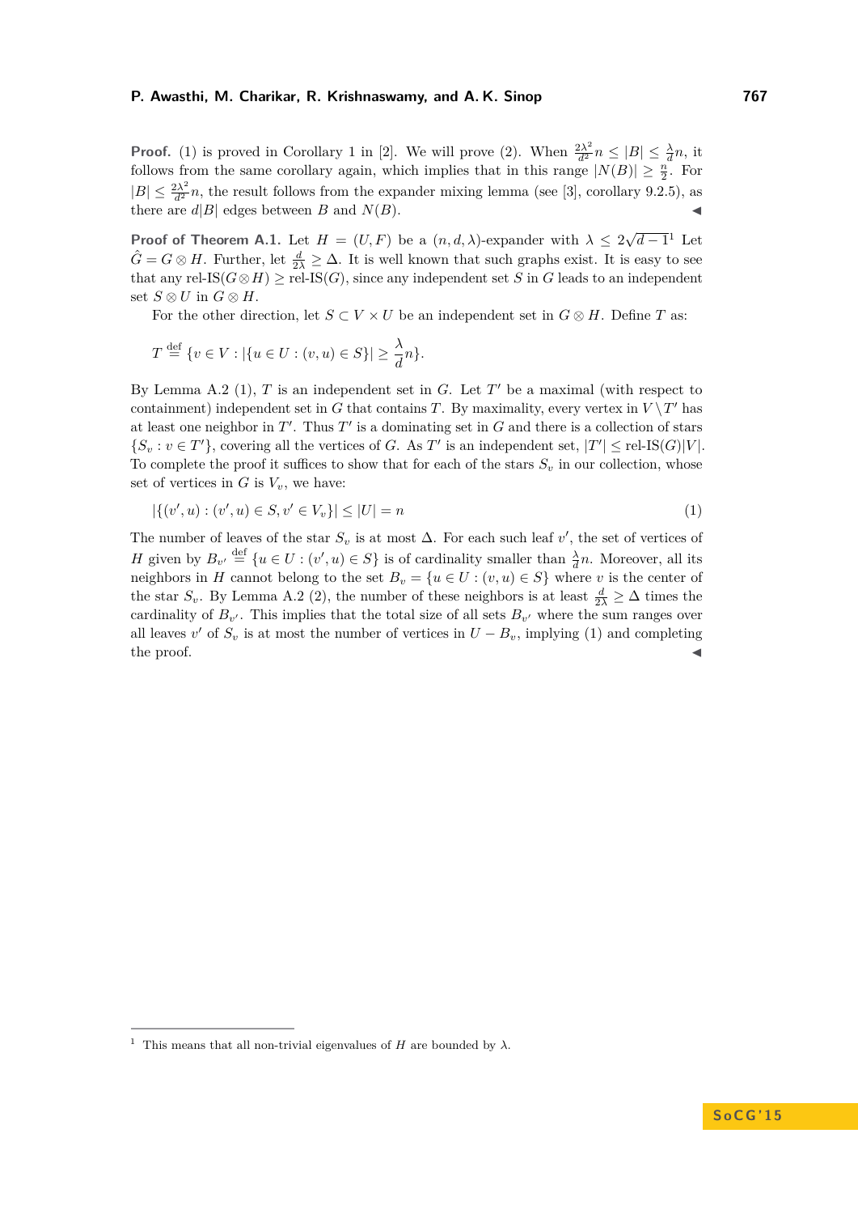**Proof.** (1) is proved in Corollary 1 in [2]. We will prove (2). When $\frac{2\lambda^2}{d^2}n \leq |B| \leq \frac{\lambda}{d}n$, it follows from the same corollary again, which implies that in this range $|N(B)| \geq \frac{n}{2}$. For $|B| \leq \frac{2\lambda^2}{d^2}n$, the result follows from the expander mixing lemma (see [3], corollary 9.2.5), as there are $d|B|$ edges between $B$ and $N(B)$. ◀

**Proof of Theorem A.1.** Let $H = (U, F)$ be a $(n, d, \lambda)$-expander with $\lambda \leq 2\sqrt{d-1}$[1] Let $\hat{G} = G \otimes H$. Further, let $\frac{d}{2\lambda} \geq \Delta$. It is well known that such graphs exist. It is easy to see that any rel-IS$(G \otimes H) \geq$ rel-IS$(G)$, since any independent set $S$ in $G$ leads to an independent set $S \otimes U$ in $G \otimes H$.

For the other direction, let $S \subset V \times U$ be an independent set in $G \otimes H$. Define $T$ as:

$$T \stackrel{\text{def}}{=} \{v \in V : |\{u \in U : (v, u) \in S\}| \geq \frac{\lambda}{d}n\}.$$

By Lemma A.2 (1), $T$ is an independent set in $G$. Let $T'$ be a maximal (with respect to containment) independent set in $G$ that contains $T$. By maximality, every vertex in $V \setminus T'$ has at least one neighbor in $T'$. Thus $T'$ is a dominating set in $G$ and there is a collection of stars $\{S_v : v \in T'\}$, covering all the vertices of $G$. As $T'$ is an independent set, $|T'| \leq$ rel-IS$(G)|V|$. To complete the proof it suffices to show that for each of the stars $S_v$ in our collection, whose set of vertices in $G$ is $V_v$, we have:

$$|\{(v', u) : (v', u) \in S, v' \in V_v\}| \leq |U| = n \tag{1}$$

The number of leaves of the star $S_v$ is at most $\Delta$. For each such leaf $v'$, the set of vertices of $H$ given by $B_{v'} \stackrel{\text{def}}{=} \{u \in U : (v', u) \in S\}$ is of cardinality smaller than $\frac{\lambda}{d}n$. Moreover, all its neighbors in $H$ cannot belong to the set $B_v = \{u \in U : (v, u) \in S\}$ where $v$ is the center of the star $S_v$. By Lemma A.2 (2), the number of these neighbors is at least $\frac{d}{2\lambda} \geq \Delta$ times the cardinality of $B_{v'}$. This implies that the total size of all sets $B_{v'}$ where the sum ranges over all leaves $v'$ of $S_v$ is at most the number of vertices in $U - B_v$, implying (1) and completing the proof. ◀

[1] This means that all non-trivial eigenvalues of $H$ are bounded by $\lambda$.